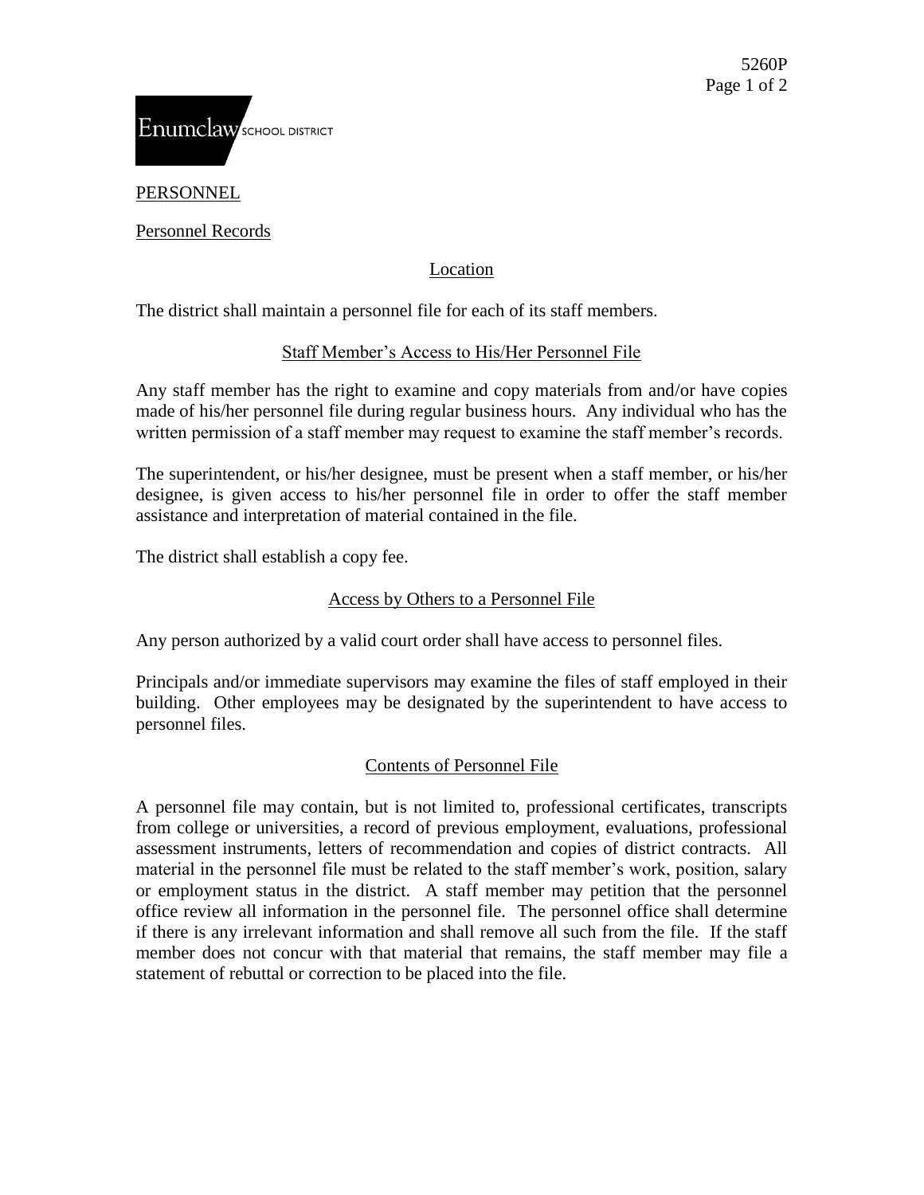5260P

Enumclaw SCHOOL DISTRICT

PERSONNEL

Personnel Records

## Location

The district shall maintain a personnel file for each of its staff members.

## Staff Member's Access to His/Her Personnel File

Any staff member has the right to examine and copy materials from and/or have copies made of his/her personnel file during regular business hours. Any individual who has the written permission of a staff member may request to examine the staff member's records.

The superintendent, or his/her designee, must be present when a staff member, or his/her designee, is given access to his/her personnel file in order to offer the staff member assistance and interpretation of material contained in the file.

The district shall establish a copy fee.

## Access by Others to a Personnel File

Any person authorized by a valid court order shall have access to personnel files.

Principals and/or immediate supervisors may examine the files of staff employed in their building. Other employees may be designated by the superintendent to have access to personnel files.

## Contents of Personnel File

A personnel file may contain, but is not limited to, professional certificates, transcripts from college or universities, a record of previous employment, evaluations, professional assessment instruments, letters of recommendation and copies of district contracts. All material in the personnel file must be related to the staff member's work, position, salary or employment status in the district. A staff member may petition that the personnel office review all information in the personnel file. The personnel office shall determine if there is any irrelevant information and shall remove all such from the file. If the staff member does not concur with that material that remains, the staff member may file a statement of rebuttal or correction to be placed into the file.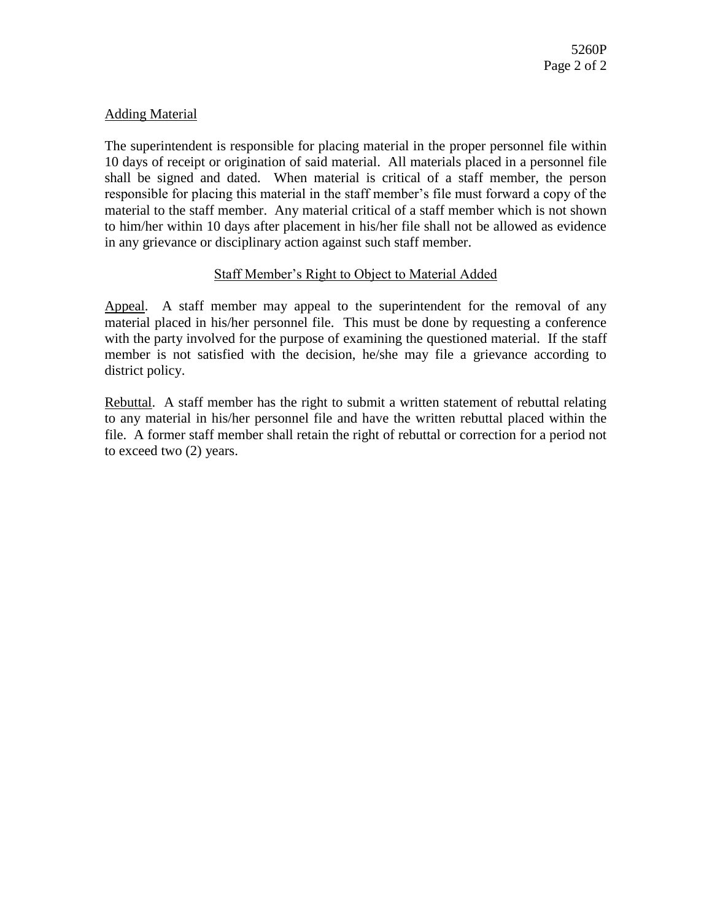### Adding Material

The superintendent is responsible for placing material in the proper personnel file within 10 days of receipt or origination of said material. All materials placed in a personnel file shall be signed and dated. When material is critical of a staff member, the person responsible for placing this material in the staff member's file must forward a copy of the material to the staff member. Any material critical of a staff member which is not shown to him/her within 10 days after placement in his/her file shall not be allowed as evidence in any grievance or disciplinary action against such staff member.

## Staff Member's Right to Object to Material Added

Appeal. A staff member may appeal to the superintendent for the removal of any material placed in his/her personnel file. This must be done by requesting a conference with the party involved for the purpose of examining the questioned material. If the staff member is not satisfied with the decision, he/she may file a grievance according to district policy.

Rebuttal. A staff member has the right to submit a written statement of rebuttal relating to any material in his/her personnel file and have the written rebuttal placed within the file. A former staff member shall retain the right of rebuttal or correction for a period not to exceed two (2) years.